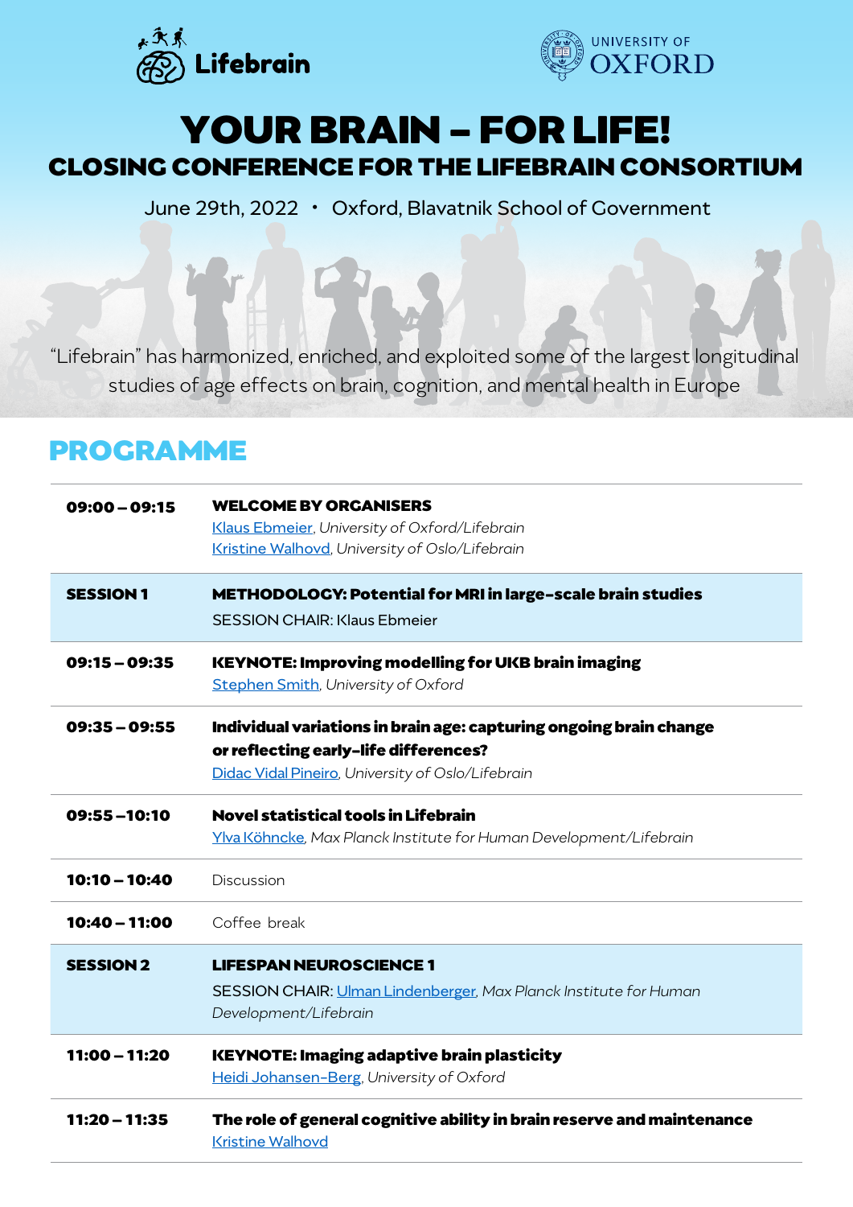Lifebrain

UNIVERSITY OF OXFORD

# YOUR BRAIN – FOR LIFE!

## CLOSING CONFERENCE FOR THE LIFEBRAIN CONSORTIUM

June 29th, 2022 • Oxford, Blavatnik School of Government

"Lifebrain" has harmonized, enriched, and exploited some of the largest longitudinal studies of age effects on brain, cognition, and mental health in Europe

## PROGRAMME

| | |
|---|---|
| **09:00 – 09:15** | **WELCOME BY ORGANISERS**<br>Klaus Ebmeier, *University of Oxford/Lifebrain*<br>Kristine Walhovd, *University of Oslo/Lifebrain* |
| **SESSION 1** | **METHODOLOGY: Potential for MRI in large-scale brain studies**<br>SESSION CHAIR: Klaus Ebmeier |
| **09:15 – 09:35** | **KEYNOTE: Improving modelling for UKB brain imaging**<br>Stephen Smith, *University of Oxford* |
| **09:35 – 09:55** | **Individual variations in brain age: capturing ongoing brain change or reflecting early-life differences?**<br>Didac Vidal Pineiro, *University of Oslo/Lifebrain* |
| **09:55 –10:10** | **Novel statistical tools in Lifebrain**<br>Ylva Köhncke, *Max Planck Institute for Human Development/Lifebrain* |
| **10:10 – 10:40** | Discussion |
| **10:40 – 11:00** | Coffee break |
| **SESSION 2** | **LIFESPAN NEUROSCIENCE 1**<br>SESSION CHAIR: Ulman Lindenberger, *Max Planck Institute for Human Development/Lifebrain* |
| **11:00 – 11:20** | **KEYNOTE: Imaging adaptive brain plasticity**<br>Heidi Johansen-Berg, *University of Oxford* |
| **11:20 – 11:35** | **The role of general cognitive ability in brain reserve and maintenance**<br>Kristine Walhovd |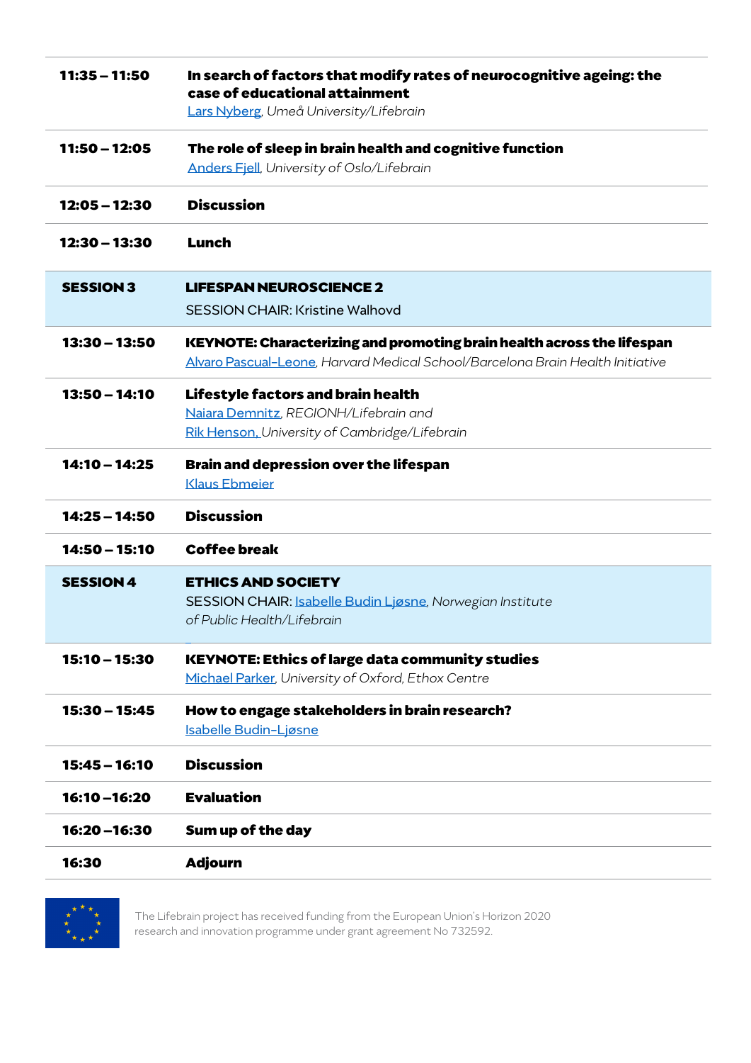| | |
|---|---|
| **11:35 – 11:50** | **In search of factors that modify rates of neurocognitive ageing: the case of educational attainment**<br>Lars Nyberg, *Umeå University/Lifebrain* |
| **11:50 – 12:05** | **The role of sleep in brain health and cognitive function**<br>Anders Fjell, *University of Oslo/Lifebrain* |
| **12:05 – 12:30** | **Discussion** |
| **12:30 – 13:30** | **Lunch** |
| **SESSION 3** | **LIFESPAN NEUROSCIENCE 2**<br>SESSION CHAIR: Kristine Walhovd |
| **13:30 – 13:50** | **KEYNOTE: Characterizing and promoting brain health across the lifespan**<br>Alvaro Pascual-Leone, *Harvard Medical School/Barcelona Brain Health Initiative* |
| **13:50 – 14:10** | **Lifestyle factors and brain health**<br>Naiara Demnitz, *REGIONH/Lifebrain and*<br>Rik Henson, *University of Cambridge/Lifebrain* |
| **14:10 – 14:25** | **Brain and depression over the lifespan**<br>Klaus Ebmeier |
| **14:25 – 14:50** | **Discussion** |
| **14:50 – 15:10** | **Coffee break** |
| **SESSION 4** | **ETHICS AND SOCIETY**<br>SESSION CHAIR: Isabelle Budin Ljøsne, *Norwegian Institute of Public Health/Lifebrain* |
| **15:10 – 15:30** | **KEYNOTE: Ethics of large data community studies**<br>Michael Parker, *University of Oxford, Ethox Centre* |
| **15:30 – 15:45** | **How to engage stakeholders in brain research?**<br>Isabelle Budin-Ljøsne |
| **15:45 – 16:10** | **Discussion** |
| **16:10 –16:20** | **Evaluation** |
| **16:20 –16:30** | **Sum up of the day** |
| **16:30** | **Adjourn** |

The Lifebrain project has received funding from the European Union's Horizon 2020 research and innovation programme under grant agreement No 732592.